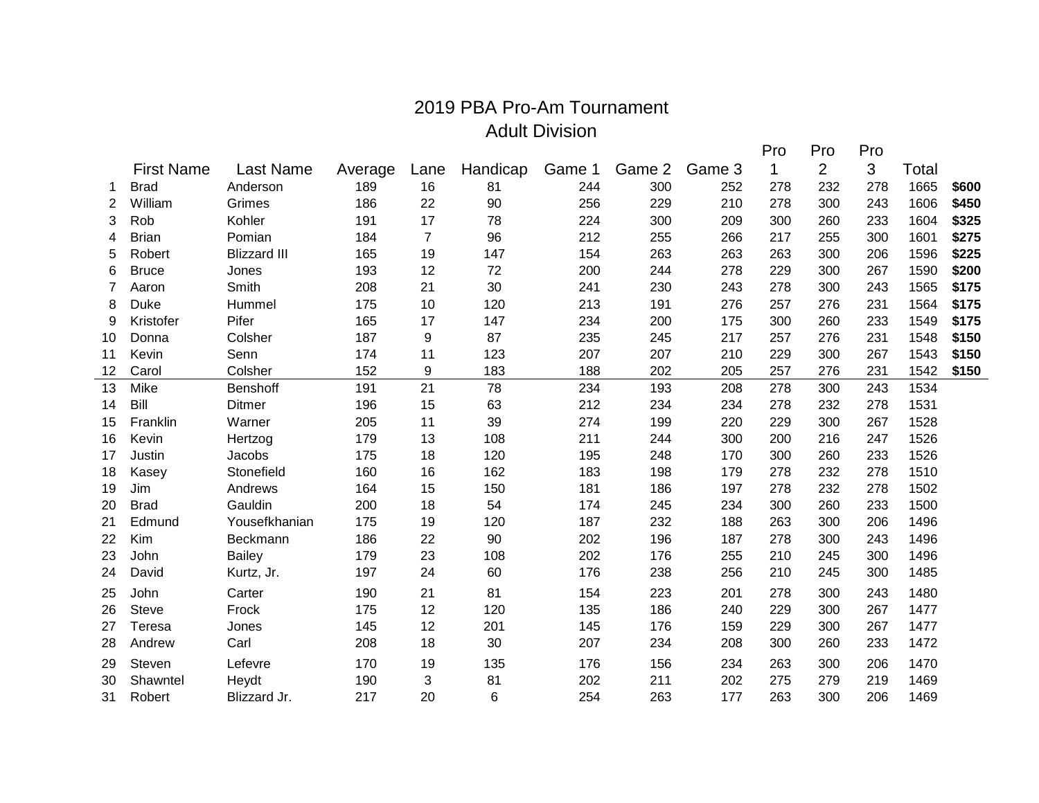# 2019 PBA Pro-Am Tournament

## Adult Division

| | First Name | Last Name | Average | Lane | Handicap | Game 1 | Game 2 | Game 3 | Pro 1 | Pro 2 | Pro 3 | Total | |
|---|---|---|---|---|---|---|---|---|---|---|---|---|---|
| 1 | Brad | Anderson | 189 | 16 | 81 | 244 | 300 | 252 | 278 | 232 | 278 | 1665 | **$600** |
| 2 | William | Grimes | 186 | 22 | 90 | 256 | 229 | 210 | 278 | 300 | 243 | 1606 | **$450** |
| 3 | Rob | Kohler | 191 | 17 | 78 | 224 | 300 | 209 | 300 | 260 | 233 | 1604 | **$325** |
| 4 | Brian | Pomian | 184 | 7 | 96 | 212 | 255 | 266 | 217 | 255 | 300 | 1601 | **$275** |
| 5 | Robert | Blizzard III | 165 | 19 | 147 | 154 | 263 | 263 | 263 | 300 | 206 | 1596 | **$225** |
| 6 | Bruce | Jones | 193 | 12 | 72 | 200 | 244 | 278 | 229 | 300 | 267 | 1590 | **$200** |
| 7 | Aaron | Smith | 208 | 21 | 30 | 241 | 230 | 243 | 278 | 300 | 243 | 1565 | **$175** |
| 8 | Duke | Hummel | 175 | 10 | 120 | 213 | 191 | 276 | 257 | 276 | 231 | 1564 | **$175** |
| 9 | Kristofer | Pifer | 165 | 17 | 147 | 234 | 200 | 175 | 300 | 260 | 233 | 1549 | **$175** |
| 10 | Donna | Colsher | 187 | 9 | 87 | 235 | 245 | 217 | 257 | 276 | 231 | 1548 | **$150** |
| 11 | Kevin | Senn | 174 | 11 | 123 | 207 | 207 | 210 | 229 | 300 | 267 | 1543 | **$150** |
| 12 | Carol | Colsher | 152 | 9 | 183 | 188 | 202 | 205 | 257 | 276 | 231 | 1542 | **$150** |
| 13 | Mike | Benshoff | 191 | 21 | 78 | 234 | 193 | 208 | 278 | 300 | 243 | 1534 | |
| 14 | Bill | Ditmer | 196 | 15 | 63 | 212 | 234 | 234 | 278 | 232 | 278 | 1531 | |
| 15 | Franklin | Warner | 205 | 11 | 39 | 274 | 199 | 220 | 229 | 300 | 267 | 1528 | |
| 16 | Kevin | Hertzog | 179 | 13 | 108 | 211 | 244 | 300 | 200 | 216 | 247 | 1526 | |
| 17 | Justin | Jacobs | 175 | 18 | 120 | 195 | 248 | 170 | 300 | 260 | 233 | 1526 | |
| 18 | Kasey | Stonefield | 160 | 16 | 162 | 183 | 198 | 179 | 278 | 232 | 278 | 1510 | |
| 19 | Jim | Andrews | 164 | 15 | 150 | 181 | 186 | 197 | 278 | 232 | 278 | 1502 | |
| 20 | Brad | Gauldin | 200 | 18 | 54 | 174 | 245 | 234 | 300 | 260 | 233 | 1500 | |
| 21 | Edmund | Yousefkhanian | 175 | 19 | 120 | 187 | 232 | 188 | 263 | 300 | 206 | 1496 | |
| 22 | Kim | Beckmann | 186 | 22 | 90 | 202 | 196 | 187 | 278 | 300 | 243 | 1496 | |
| 23 | John | Bailey | 179 | 23 | 108 | 202 | 176 | 255 | 210 | 245 | 300 | 1496 | |
| 24 | David | Kurtz, Jr. | 197 | 24 | 60 | 176 | 238 | 256 | 210 | 245 | 300 | 1485 | |
| 25 | John | Carter | 190 | 21 | 81 | 154 | 223 | 201 | 278 | 300 | 243 | 1480 | |
| 26 | Steve | Frock | 175 | 12 | 120 | 135 | 186 | 240 | 229 | 300 | 267 | 1477 | |
| 27 | Teresa | Jones | 145 | 12 | 201 | 145 | 176 | 159 | 229 | 300 | 267 | 1477 | |
| 28 | Andrew | Carl | 208 | 18 | 30 | 207 | 234 | 208 | 300 | 260 | 233 | 1472 | |
| 29 | Steven | Lefevre | 170 | 19 | 135 | 176 | 156 | 234 | 263 | 300 | 206 | 1470 | |
| 30 | Shawntel | Heydt | 190 | 3 | 81 | 202 | 211 | 202 | 275 | 279 | 219 | 1469 | |
| 31 | Robert | Blizzard Jr. | 217 | 20 | 6 | 254 | 263 | 177 | 263 | 300 | 206 | 1469 | |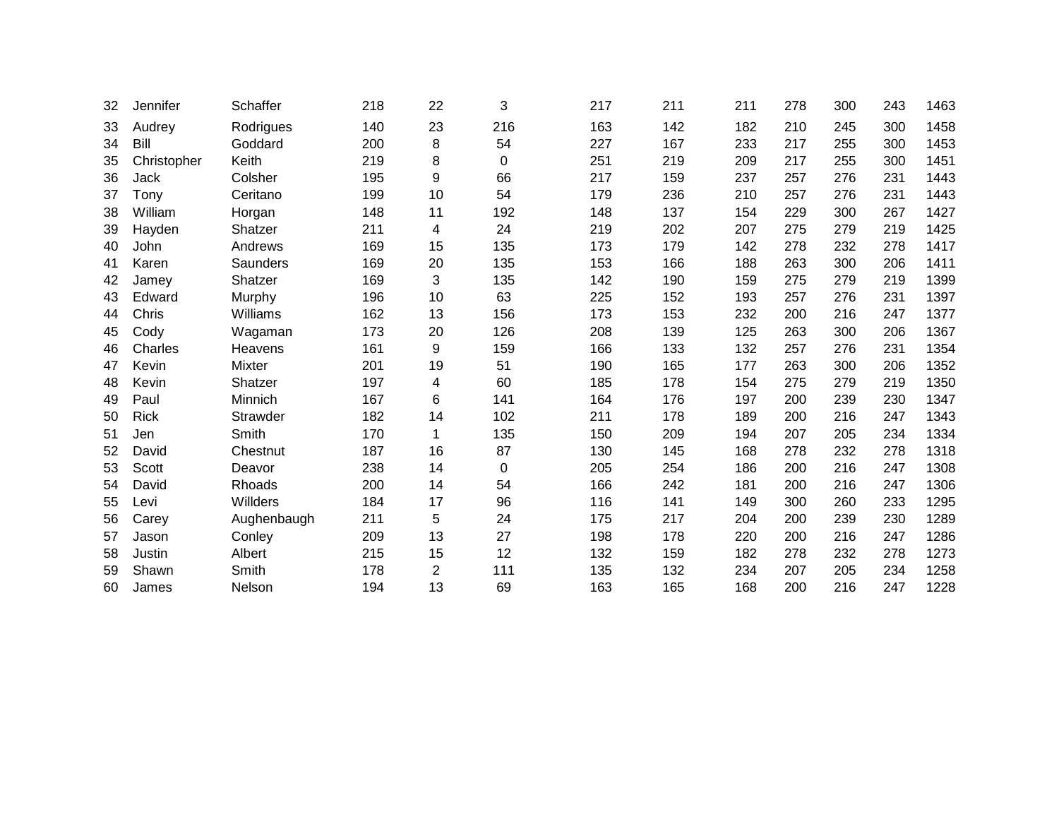| | | | | | | | | | | | | |
|---|---|---|---|---|---|---|---|---|---|---|---|---|
| 32 | Jennifer | Schaffer | 218 | 22 | 3 | 217 | 211 | 211 | 278 | 300 | 243 | 1463 |
| 33 | Audrey | Rodrigues | 140 | 23 | 216 | 163 | 142 | 182 | 210 | 245 | 300 | 1458 |
| 34 | Bill | Goddard | 200 | 8 | 54 | 227 | 167 | 233 | 217 | 255 | 300 | 1453 |
| 35 | Christopher | Keith | 219 | 8 | 0 | 251 | 219 | 209 | 217 | 255 | 300 | 1451 |
| 36 | Jack | Colsher | 195 | 9 | 66 | 217 | 159 | 237 | 257 | 276 | 231 | 1443 |
| 37 | Tony | Ceritano | 199 | 10 | 54 | 179 | 236 | 210 | 257 | 276 | 231 | 1443 |
| 38 | William | Horgan | 148 | 11 | 192 | 148 | 137 | 154 | 229 | 300 | 267 | 1427 |
| 39 | Hayden | Shatzer | 211 | 4 | 24 | 219 | 202 | 207 | 275 | 279 | 219 | 1425 |
| 40 | John | Andrews | 169 | 15 | 135 | 173 | 179 | 142 | 278 | 232 | 278 | 1417 |
| 41 | Karen | Saunders | 169 | 20 | 135 | 153 | 166 | 188 | 263 | 300 | 206 | 1411 |
| 42 | Jamey | Shatzer | 169 | 3 | 135 | 142 | 190 | 159 | 275 | 279 | 219 | 1399 |
| 43 | Edward | Murphy | 196 | 10 | 63 | 225 | 152 | 193 | 257 | 276 | 231 | 1397 |
| 44 | Chris | Williams | 162 | 13 | 156 | 173 | 153 | 232 | 200 | 216 | 247 | 1377 |
| 45 | Cody | Wagaman | 173 | 20 | 126 | 208 | 139 | 125 | 263 | 300 | 206 | 1367 |
| 46 | Charles | Heavens | 161 | 9 | 159 | 166 | 133 | 132 | 257 | 276 | 231 | 1354 |
| 47 | Kevin | Mixter | 201 | 19 | 51 | 190 | 165 | 177 | 263 | 300 | 206 | 1352 |
| 48 | Kevin | Shatzer | 197 | 4 | 60 | 185 | 178 | 154 | 275 | 279 | 219 | 1350 |
| 49 | Paul | Minnich | 167 | 6 | 141 | 164 | 176 | 197 | 200 | 239 | 230 | 1347 |
| 50 | Rick | Strawder | 182 | 14 | 102 | 211 | 178 | 189 | 200 | 216 | 247 | 1343 |
| 51 | Jen | Smith | 170 | 1 | 135 | 150 | 209 | 194 | 207 | 205 | 234 | 1334 |
| 52 | David | Chestnut | 187 | 16 | 87 | 130 | 145 | 168 | 278 | 232 | 278 | 1318 |
| 53 | Scott | Deavor | 238 | 14 | 0 | 205 | 254 | 186 | 200 | 216 | 247 | 1308 |
| 54 | David | Rhoads | 200 | 14 | 54 | 166 | 242 | 181 | 200 | 216 | 247 | 1306 |
| 55 | Levi | Willders | 184 | 17 | 96 | 116 | 141 | 149 | 300 | 260 | 233 | 1295 |
| 56 | Carey | Aughenbaugh | 211 | 5 | 24 | 175 | 217 | 204 | 200 | 239 | 230 | 1289 |
| 57 | Jason | Conley | 209 | 13 | 27 | 198 | 178 | 220 | 200 | 216 | 247 | 1286 |
| 58 | Justin | Albert | 215 | 15 | 12 | 132 | 159 | 182 | 278 | 232 | 278 | 1273 |
| 59 | Shawn | Smith | 178 | 2 | 111 | 135 | 132 | 234 | 207 | 205 | 234 | 1258 |
| 60 | James | Nelson | 194 | 13 | 69 | 163 | 165 | 168 | 200 | 216 | 247 | 1228 |